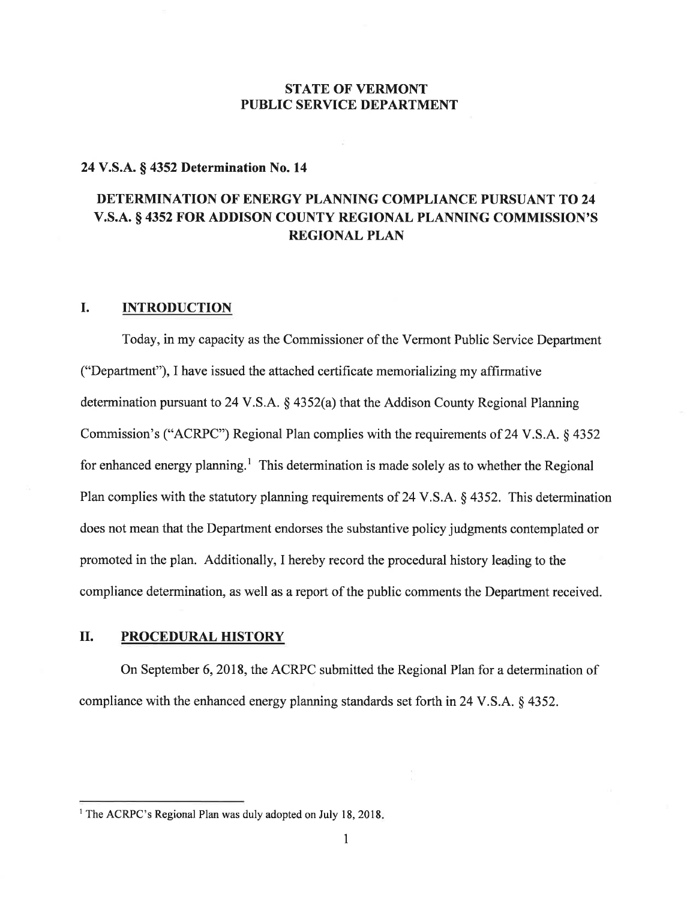# STATE OF VERMONT
# PUBLIC SERVICE DEPARTMENT

**24 V.S.A. § 4352 Determination No. 14**

## DETERMINATION OF ENERGY PLANNING COMPLIANCE PURSUANT TO 24 V.S.A. § 4352 FOR ADDISON COUNTY REGIONAL PLANNING COMMISSION'S REGIONAL PLAN

## I. INTRODUCTION

Today, in my capacity as the Commissioner of the Vermont Public Service Department ("Department"), I have issued the attached certificate memorializing my affirmative determination pursuant to 24 V.S.A. § 4352(a) that the Addison County Regional Planning Commission's ("ACRPC") Regional Plan complies with the requirements of 24 V.S.A. § 4352 for enhanced energy planning.[1] This determination is made solely as to whether the Regional Plan complies with the statutory planning requirements of 24 V.S.A. § 4352. This determination does not mean that the Department endorses the substantive policy judgments contemplated or promoted in the plan. Additionally, I hereby record the procedural history leading to the compliance determination, as well as a report of the public comments the Department received.

## II. PROCEDURAL HISTORY

On September 6, 2018, the ACRPC submitted the Regional Plan for a determination of compliance with the enhanced energy planning standards set forth in 24 V.S.A. § 4352.

[1] The ACRPC's Regional Plan was duly adopted on July 18, 2018.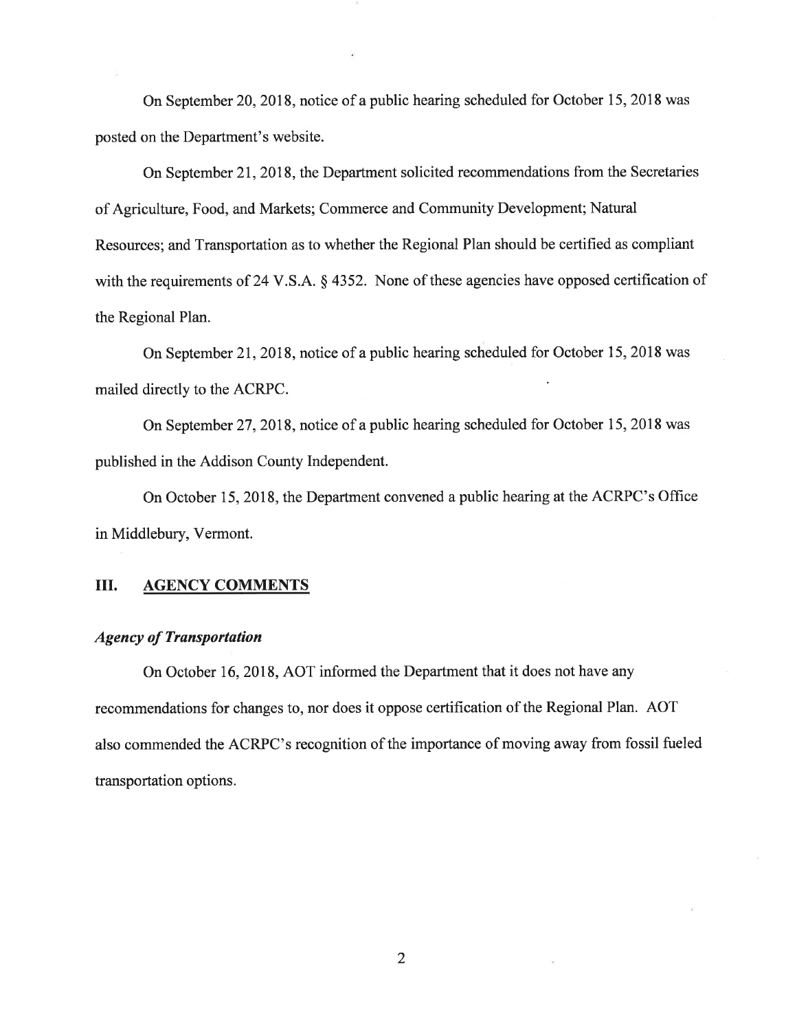On September 20, 2018, notice of a public hearing scheduled for October 15, 2018 was posted on the Department's website.

On September 21, 2018, the Department solicited recommendations from the Secretaries of Agriculture, Food, and Markets; Commerce and Community Development; Natural Resources; and Transportation as to whether the Regional Plan should be certified as compliant with the requirements of 24 V.S.A. § 4352. None of these agencies have opposed certification of the Regional Plan.

On September 21, 2018, notice of a public hearing scheduled for October 15, 2018 was mailed directly to the ACRPC.

On September 27, 2018, notice of a public hearing scheduled for October 15, 2018 was published in the Addison County Independent.

On October 15, 2018, the Department convened a public hearing at the ACRPC's Office in Middlebury, Vermont.

## III. AGENCY COMMENTS

### *Agency of Transportation*

On October 16, 2018, AOT informed the Department that it does not have any recommendations for changes to, nor does it oppose certification of the Regional Plan. AOT also commended the ACRPC's recognition of the importance of moving away from fossil fueled transportation options.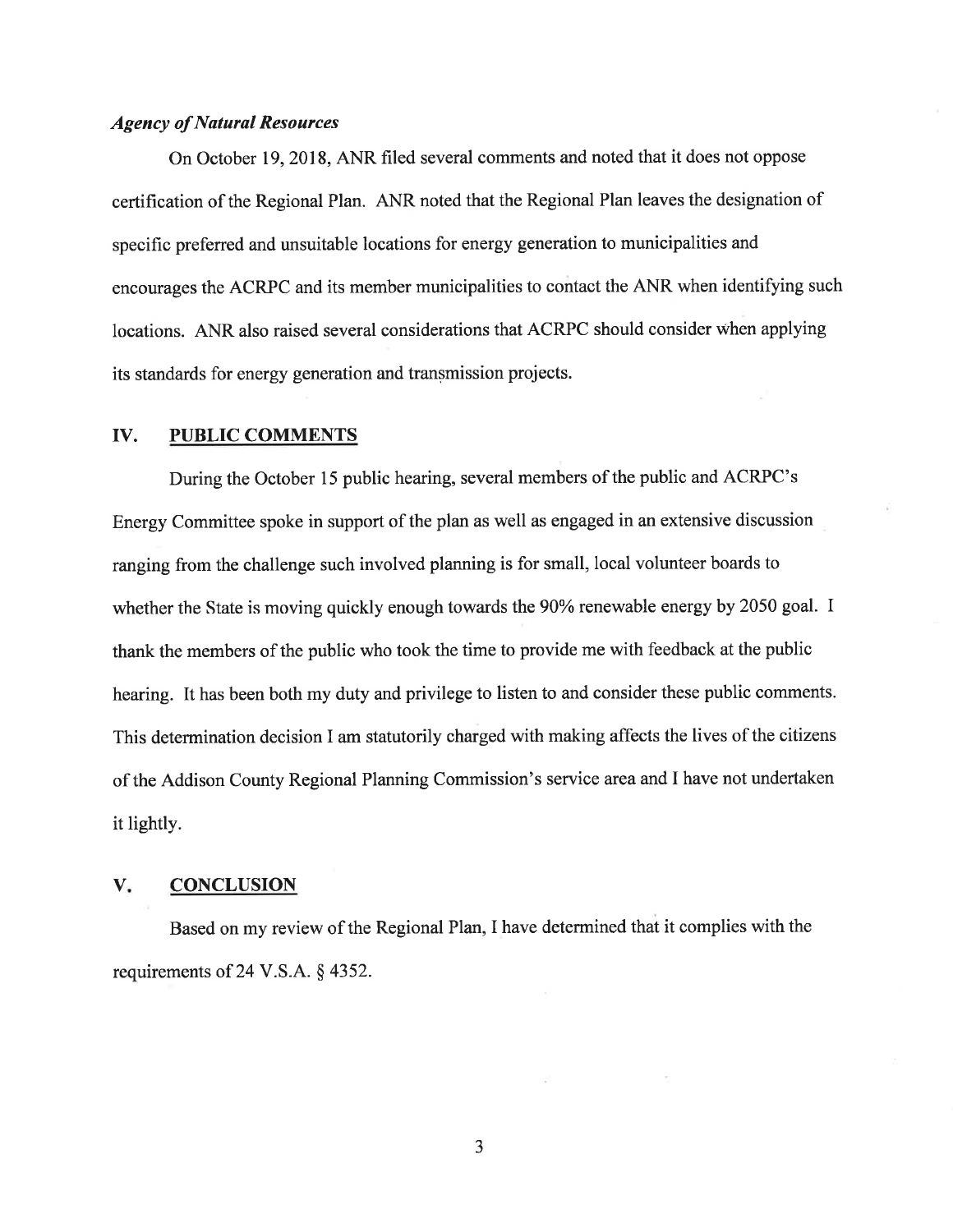### *Agency of Natural Resources*

On October 19, 2018, ANR filed several comments and noted that it does not oppose certification of the Regional Plan. ANR noted that the Regional Plan leaves the designation of specific preferred and unsuitable locations for energy generation to municipalities and encourages the ACRPC and its member municipalities to contact the ANR when identifying such locations. ANR also raised several considerations that ACRPC should consider when applying its standards for energy generation and transmission projects.

## IV. PUBLIC COMMENTS

During the October 15 public hearing, several members of the public and ACRPC's Energy Committee spoke in support of the plan as well as engaged in an extensive discussion ranging from the challenge such involved planning is for small, local volunteer boards to whether the State is moving quickly enough towards the 90% renewable energy by 2050 goal. I thank the members of the public who took the time to provide me with feedback at the public hearing. It has been both my duty and privilege to listen to and consider these public comments. This determination decision I am statutorily charged with making affects the lives of the citizens of the Addison County Regional Planning Commission's service area and I have not undertaken it lightly.

## V. CONCLUSION

Based on my review of the Regional Plan, I have determined that it complies with the requirements of 24 V.S.A. § 4352.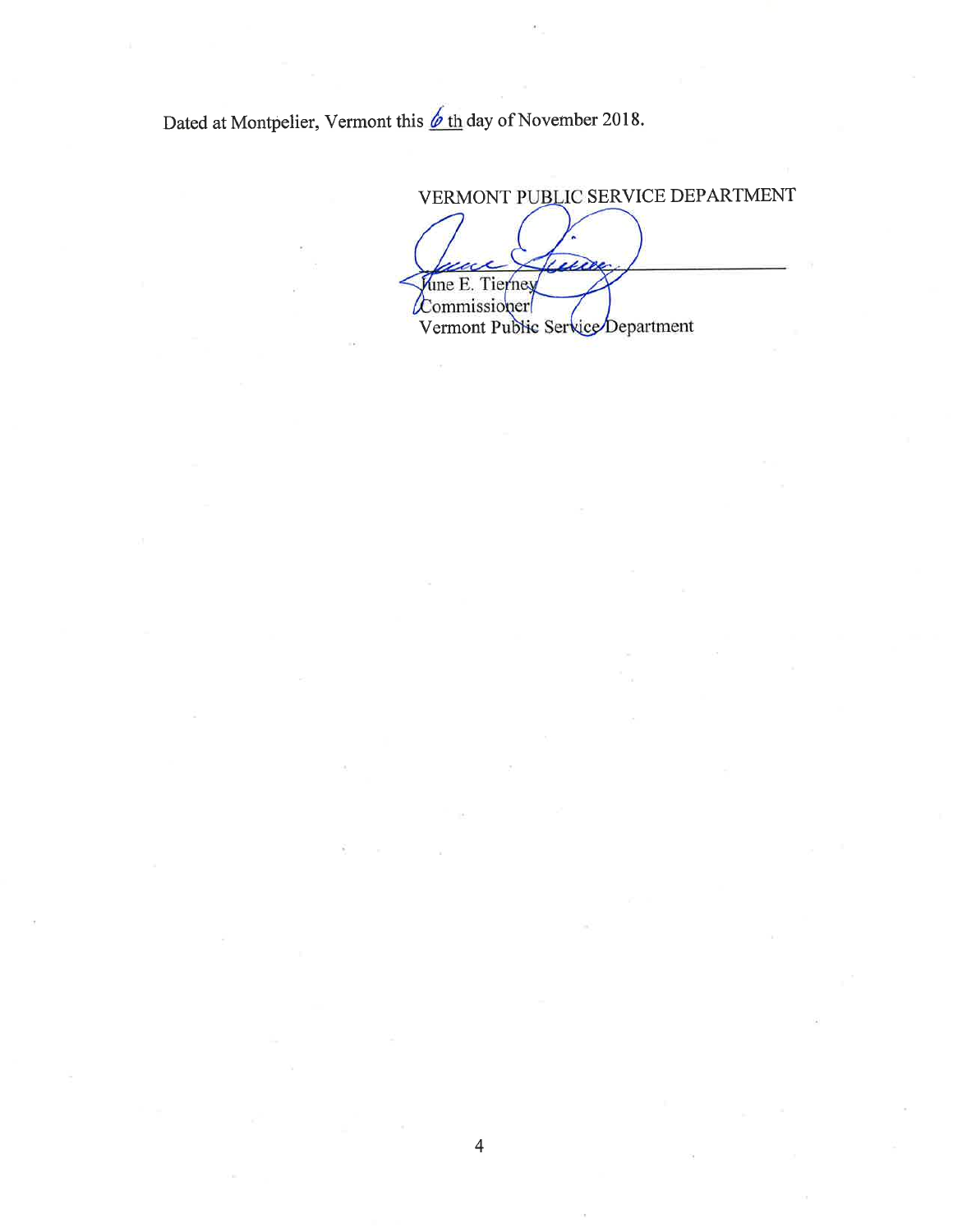Dated at Montpelier, Vermont this 6 th day of November 2018.

VERMONT PUBLIC SERVICE DEPARTMENT

June E. Tierney
Commissioner
Vermont Public Service Department